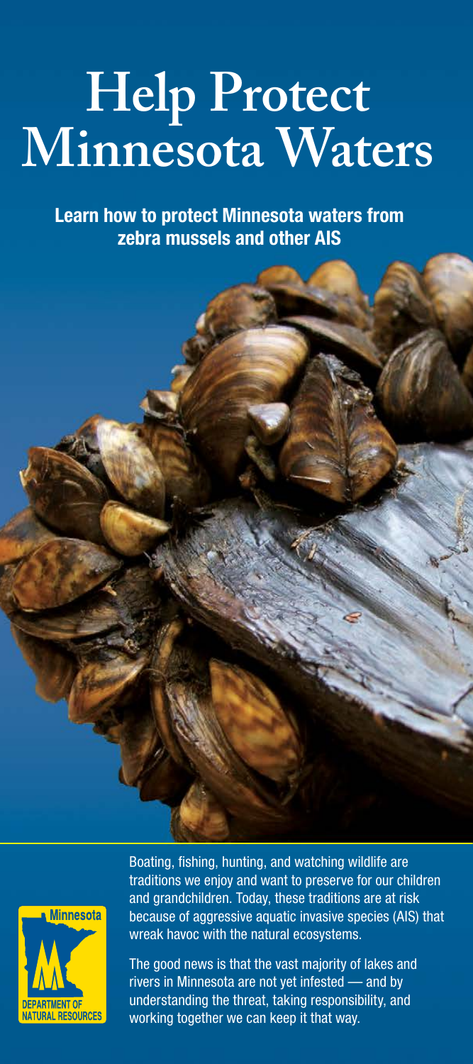# Help Protect Minnesota Waters

**Learn how to protect Minnesota waters from zebra mussels and other AIS**

Minnesota DEPARTMENT OF NATURAL RESOURCES

Boating, fishing, hunting, and watching wildlife are traditions we enjoy and want to preserve for our children and grandchildren. Today, these traditions are at risk because of aggressive aquatic invasive species (AIS) that wreak havoc with the natural ecosystems.

The good news is that the vast majority of lakes and rivers in Minnesota are not yet infested — and by understanding the threat, taking responsibility, and working together we can keep it that way.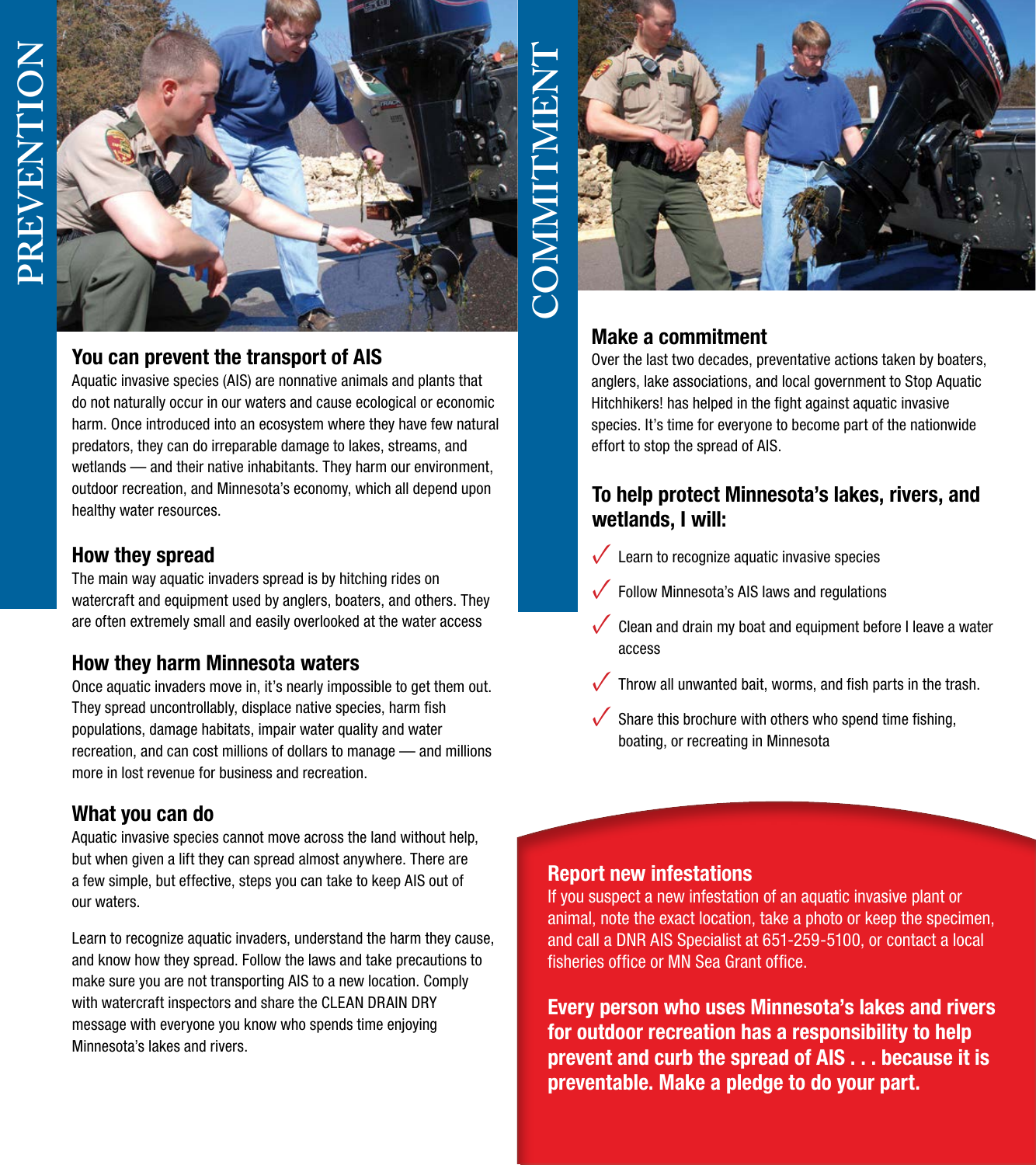# PREVENTION

## You can prevent the transport of AIS

Aquatic invasive species (AIS) are nonnative animals and plants that do not naturally occur in our waters and cause ecological or economic harm. Once introduced into an ecosystem where they have few natural predators, they can do irreparable damage to lakes, streams, and wetlands — and their native inhabitants. They harm our environment, outdoor recreation, and Minnesota's economy, which all depend upon healthy water resources.

## How they spread

The main way aquatic invaders spread is by hitching rides on watercraft and equipment used by anglers, boaters, and others. They are often extremely small and easily overlooked at the water access

## How they harm Minnesota waters

Once aquatic invaders move in, it's nearly impossible to get them out. They spread uncontrollably, displace native species, harm fish populations, damage habitats, impair water quality and water recreation, and can cost millions of dollars to manage — and millions more in lost revenue for business and recreation.

## What you can do

Aquatic invasive species cannot move across the land without help, but when given a lift they can spread almost anywhere. There are a few simple, but effective, steps you can take to keep AIS out of our waters.

Learn to recognize aquatic invaders, understand the harm they cause, and know how they spread. Follow the laws and take precautions to make sure you are not transporting AIS to a new location. Comply with watercraft inspectors and share the CLEAN DRAIN DRY message with everyone you know who spends time enjoying Minnesota's lakes and rivers.

# COMMITMENT

## Make a commitment

Over the last two decades, preventative actions taken by boaters, anglers, lake associations, and local government to Stop Aquatic Hitchhikers! has helped in the fight against aquatic invasive species. It's time for everyone to become part of the nationwide effort to stop the spread of AIS.

## To help protect Minnesota's lakes, rivers, and wetlands, I will:

- ✓ Learn to recognize aquatic invasive species
- ✓ Follow Minnesota's AIS laws and regulations
- ✓ Clean and drain my boat and equipment before I leave a water access
- ✓ Throw all unwanted bait, worms, and fish parts in the trash.
- ✓ Share this brochure with others who spend time fishing, boating, or recreating in Minnesota

## Report new infestations

If you suspect a new infestation of an aquatic invasive plant or animal, note the exact location, take a photo or keep the specimen, and call a DNR AIS Specialist at 651-259-5100, or contact a local fisheries office or MN Sea Grant office.

**Every person who uses Minnesota's lakes and rivers for outdoor recreation has a responsibility to help prevent and curb the spread of AIS . . . because it is preventable. Make a pledge to do your part.**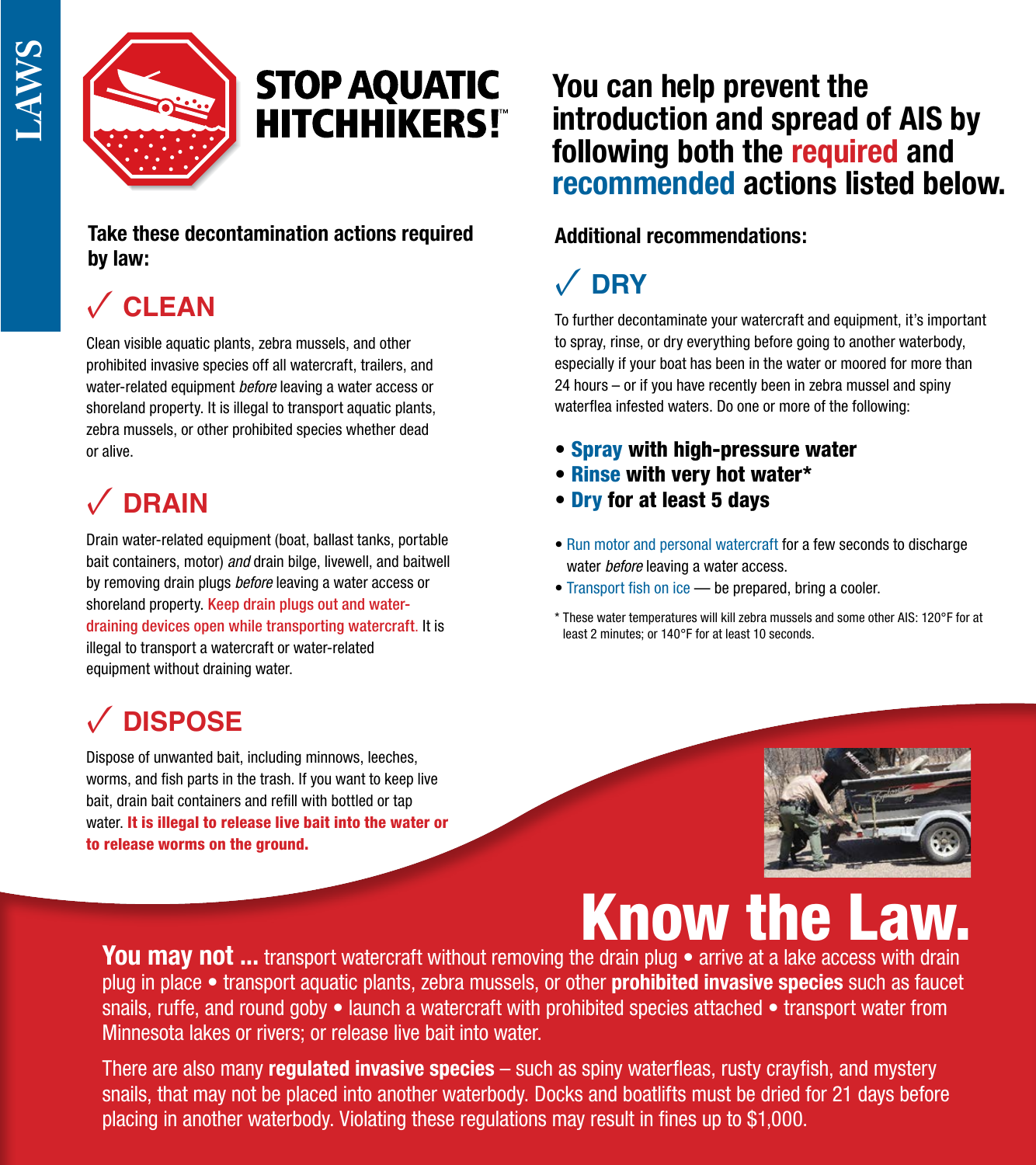LAWS

# STOP AQUATIC HITCHHIKERS!™

## You can help prevent the introduction and spread of AIS by following both the required and recommended actions listed below.

### Take these decontamination actions required by law:

### ✓ CLEAN

Clean visible aquatic plants, zebra mussels, and other prohibited invasive species off all watercraft, trailers, and water-related equipment *before* leaving a water access or shoreland property. It is illegal to transport aquatic plants, zebra mussels, or other prohibited species whether dead or alive.

### ✓ DRAIN

Drain water-related equipment (boat, ballast tanks, portable bait containers, motor) *and* drain bilge, livewell, and baitwell by removing drain plugs *before* leaving a water access or shoreland property. Keep drain plugs out and water-draining devices open while transporting watercraft. It is illegal to transport a watercraft or water-related equipment without draining water.

### ✓ DISPOSE

Dispose of unwanted bait, including minnows, leeches, worms, and fish parts in the trash. If you want to keep live bait, drain bait containers and refill with bottled or tap water. **It is illegal to release live bait into the water or to release worms on the ground.**

### Additional recommendations:

### ✓ DRY

To further decontaminate your watercraft and equipment, it's important to spray, rinse, or dry everything before going to another waterbody, especially if your boat has been in the water or moored for more than 24 hours – or if you have recently been in zebra mussel and spiny waterflea infested waters. Do one or more of the following:

- **Spray with high-pressure water**
- **Rinse with very hot water***
- **Dry for at least 5 days**

- Run motor and personal watercraft for a few seconds to discharge water *before* leaving a water access.
- Transport fish on ice — be prepared, bring a cooler.

\* These water temperatures will kill zebra mussels and some other AIS: 120°F for at least 2 minutes; or 140°F for at least 10 seconds.

## Know the Law.

**You may not ...** transport watercraft without removing the drain plug • arrive at a lake access with drain plug in place • transport aquatic plants, zebra mussels, or other **prohibited invasive species** such as faucet snails, ruffe, and round goby • launch a watercraft with prohibited species attached • transport water from Minnesota lakes or rivers; or release live bait into water.

There are also many **regulated invasive species** – such as spiny waterfleas, rusty crayfish, and mystery snails, that may not be placed into another waterbody. Docks and boatlifts must be dried for 21 days before placing in another waterbody. Violating these regulations may result in fines up to $1,000.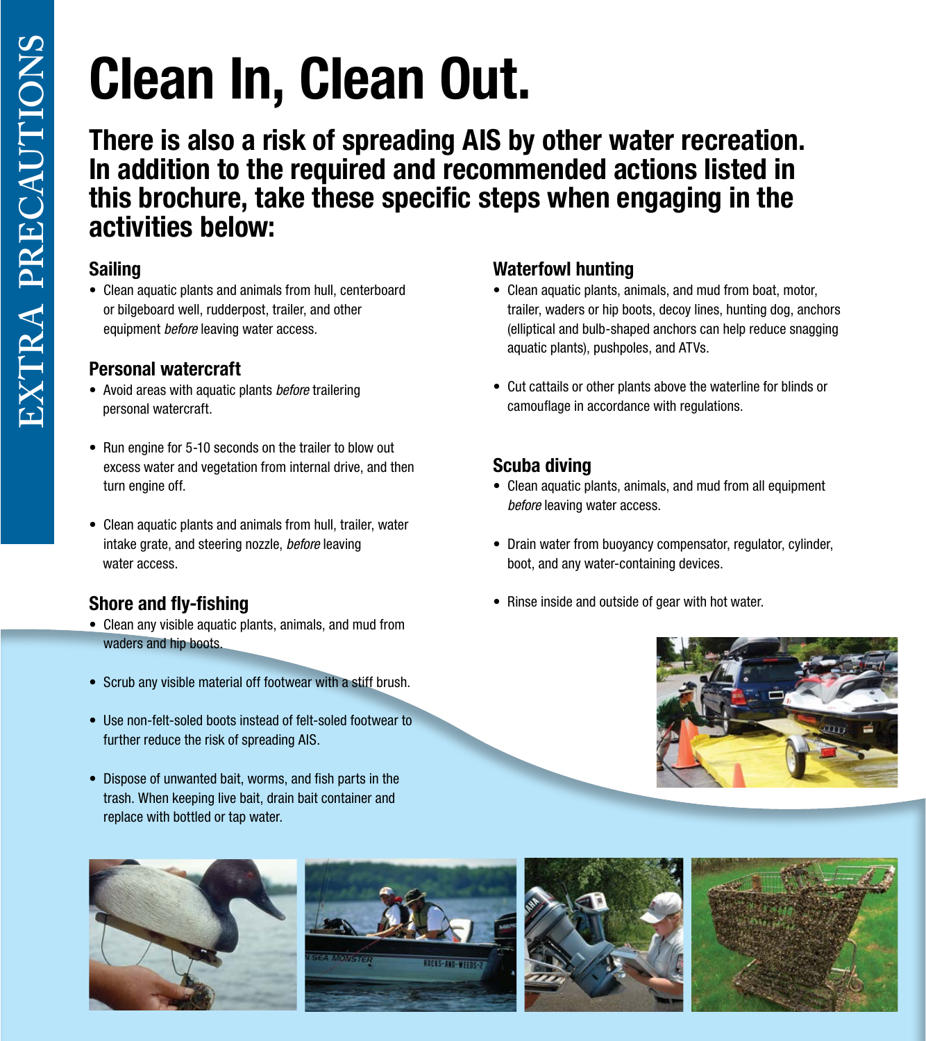# Clean In, Clean Out.

## There is also a risk of spreading AIS by other water recreation. In addition to the required and recommended actions listed in this brochure, take these specific steps when engaging in the activities below:

### Sailing

- Clean aquatic plants and animals from hull, centerboard or bilgeboard well, rudderpost, trailer, and other equipment *before* leaving water access.

### Personal watercraft

- Avoid areas with aquatic plants *before* trailering personal watercraft.
- Run engine for 5-10 seconds on the trailer to blow out excess water and vegetation from internal drive, and then turn engine off.
- Clean aquatic plants and animals from hull, trailer, water intake grate, and steering nozzle, *before* leaving water access.

### Shore and fly-fishing

- Clean any visible aquatic plants, animals, and mud from waders and hip boots.
- Scrub any visible material off footwear with a stiff brush.
- Use non-felt-soled boots instead of felt-soled footwear to further reduce the risk of spreading AIS.
- Dispose of unwanted bait, worms, and fish parts in the trash. When keeping live bait, drain bait container and replace with bottled or tap water.

### Waterfowl hunting

- Clean aquatic plants, animals, and mud from boat, motor, trailer, waders or hip boots, decoy lines, hunting dog, anchors (elliptical and bulb-shaped anchors can help reduce snagging aquatic plants), pushpoles, and ATVs.
- Cut cattails or other plants above the waterline for blinds or camouflage in accordance with regulations.

### Scuba diving

- Clean aquatic plants, animals, and mud from all equipment *before* leaving water access.
- Drain water from buoyancy compensator, regulator, cylinder, boot, and any water-containing devices.
- Rinse inside and outside of gear with hot water.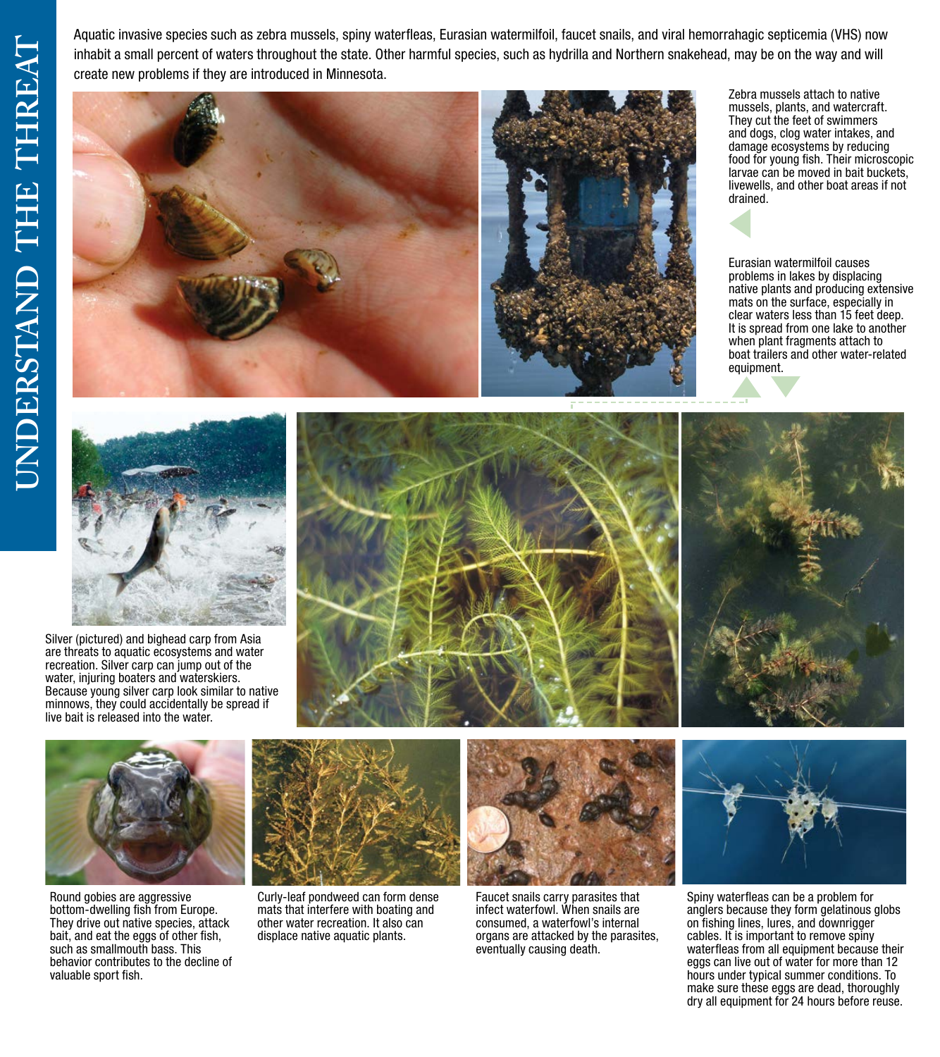# UNDERSTAND THE THREAT

Aquatic invasive species such as zebra mussels, spiny waterfleas, Eurasian watermilfoil, faucet snails, and viral hemorrahagic septicemia (VHS) now inhabit a small percent of waters throughout the state. Other harmful species, such as hydrilla and Northern snakehead, may be on the way and will create new problems if they are introduced in Minnesota.

Zebra mussels attach to native mussels, plants, and watercraft. They cut the feet of swimmers and dogs, clog water intakes, and damage ecosystems by reducing food for young fish. Their microscopic larvae can be moved in bait buckets, livewells, and other boat areas if not drained.

Eurasian watermilfoil causes problems in lakes by displacing native plants and producing extensive mats on the surface, especially in clear waters less than 15 feet deep. It is spread from one lake to another when plant fragments attach to boat trailers and other water-related equipment.

Silver (pictured) and bighead carp from Asia are threats to aquatic ecosystems and water recreation. Silver carp can jump out of the water, injuring boaters and waterskiers. Because young silver carp look similar to native minnows, they could accidentally be spread if live bait is released into the water.

Round gobies are aggressive bottom-dwelling fish from Europe. They drive out native species, attack bait, and eat the eggs of other fish, such as smallmouth bass. This behavior contributes to the decline of valuable sport fish.

Curly-leaf pondweed can form dense mats that interfere with boating and other water recreation. It also can displace native aquatic plants.

Faucet snails carry parasites that infect waterfowl. When snails are consumed, a waterfowl's internal organs are attacked by the parasites, eventually causing death.

Spiny waterfleas can be a problem for anglers because they form gelatinous globs on fishing lines, lures, and downrigger cables. It is important to remove spiny waterfleas from all equipment because their eggs can live out of water for more than 12 hours under typical summer conditions. To make sure these eggs are dead, thoroughly dry all equipment for 24 hours before reuse.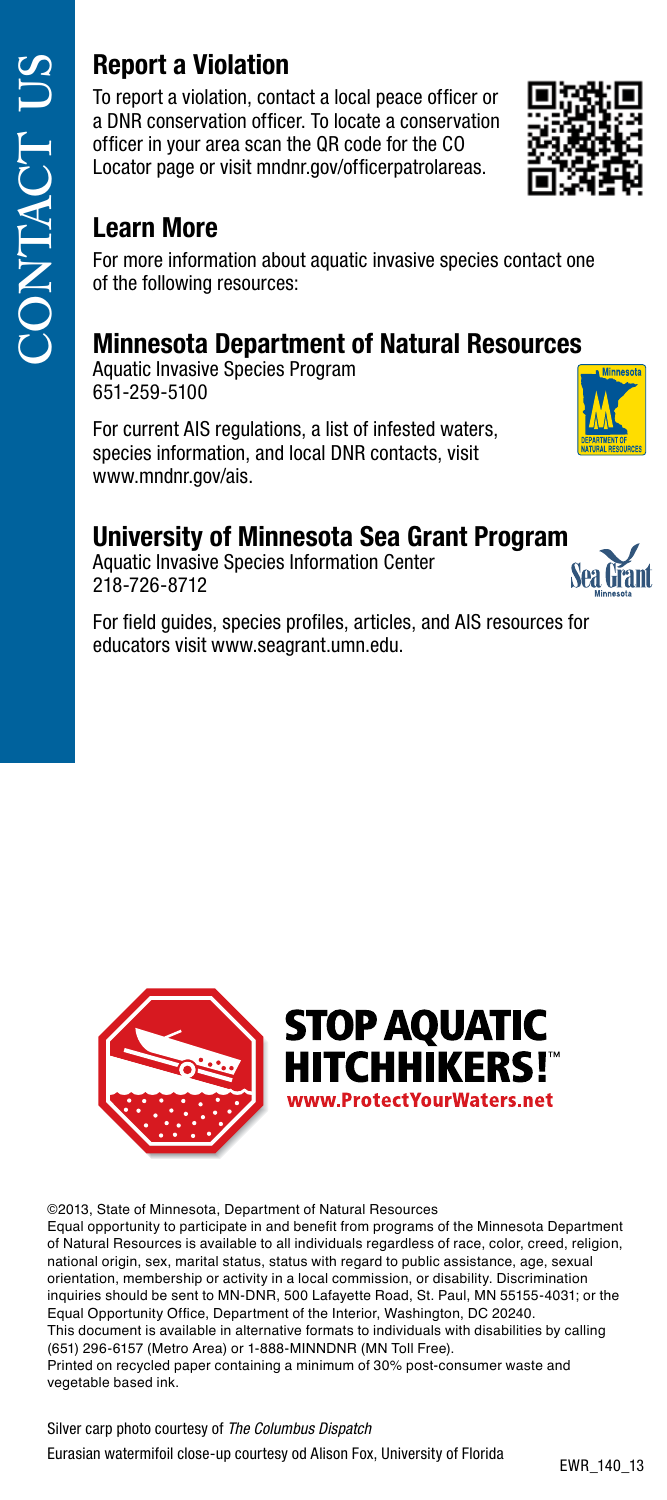# CONTACT US

## Report a Violation

To report a violation, contact a local peace officer or a DNR conservation officer. To locate a conservation officer in your area scan the QR code for the CO Locator page or visit mndnr.gov/officerpatrolareas.

## Learn More

For more information about aquatic invasive species contact one of the following resources:

## Minnesota Department of Natural Resources

Aquatic Invasive Species Program
651-259-5100

For current AIS regulations, a list of infested waters, species information, and local DNR contacts, visit www.mndnr.gov/ais.

## University of Minnesota Sea Grant Program

Aquatic Invasive Species Information Center
218-726-8712

For field guides, species profiles, articles, and AIS resources for educators visit www.seagrant.umn.edu.

**STOP AQUATIC HITCHHIKERS!™**
www.ProtectYourWaters.net

©2013, State of Minnesota, Department of Natural Resources
Equal opportunity to participate in and benefit from programs of the Minnesota Department of Natural Resources is available to all individuals regardless of race, color, creed, religion, national origin, sex, marital status, status with regard to public assistance, age, sexual orientation, membership or activity in a local commission, or disability. Discrimination inquiries should be sent to MN-DNR, 500 Lafayette Road, St. Paul, MN 55155-4031; or the Equal Opportunity Office, Department of the Interior, Washington, DC 20240.
This document is available in alternative formats to individuals with disabilities by calling (651) 296-6157 (Metro Area) or 1-888-MINNDNR (MN Toll Free).
Printed on recycled paper containing a minimum of 30% post-consumer waste and vegetable based ink.

Silver carp photo courtesy of *The Columbus Dispatch*
Eurasian watermifoil close-up courtesy od Alison Fox, University of Florida

EWR_140_13